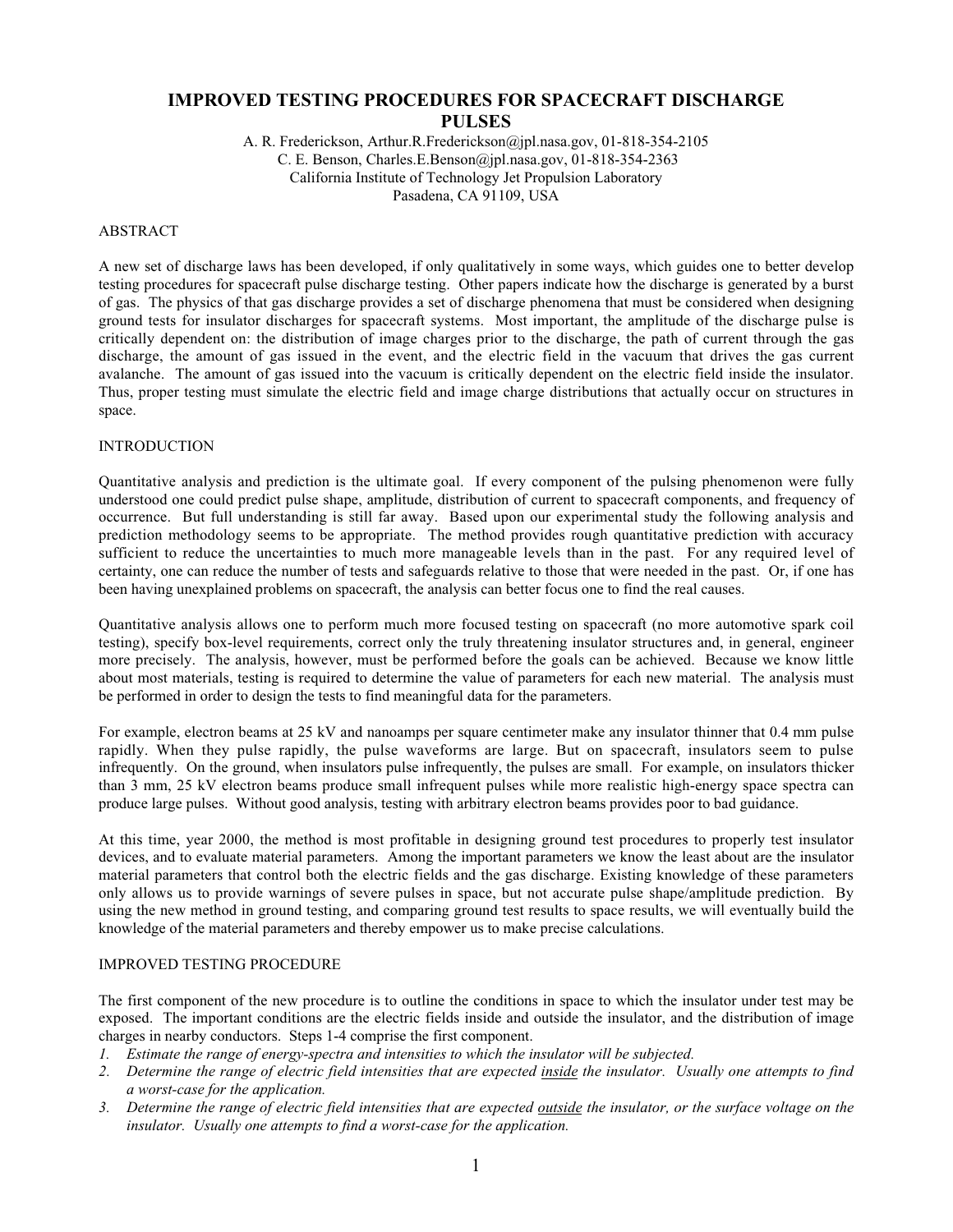# IMPROVED TESTING PROCEDURES FOR SPACECRAFT DISCHARGE PULSES

A. R. Frederickson, Arthur.R.Frederickson@jpl.nasa.gov, 01-818-354-2105
C. E. Benson, Charles.E.Benson@jpl.nasa.gov, 01-818-354-2363
California Institute of Technology Jet Propulsion Laboratory
Pasadena, CA 91109, USA

## ABSTRACT

A new set of discharge laws has been developed, if only qualitatively in some ways, which guides one to better develop testing procedures for spacecraft pulse discharge testing. Other papers indicate how the discharge is generated by a burst of gas. The physics of that gas discharge provides a set of discharge phenomena that must be considered when designing ground tests for insulator discharges for spacecraft systems. Most important, the amplitude of the discharge pulse is critically dependent on: the distribution of image charges prior to the discharge, the path of current through the gas discharge, the amount of gas issued in the event, and the electric field in the vacuum that drives the gas current avalanche. The amount of gas issued into the vacuum is critically dependent on the electric field inside the insulator. Thus, proper testing must simulate the electric field and image charge distributions that actually occur on structures in space.

## INTRODUCTION

Quantitative analysis and prediction is the ultimate goal. If every component of the pulsing phenomenon were fully understood one could predict pulse shape, amplitude, distribution of current to spacecraft components, and frequency of occurrence. But full understanding is still far away. Based upon our experimental study the following analysis and prediction methodology seems to be appropriate. The method provides rough quantitative prediction with accuracy sufficient to reduce the uncertainties to much more manageable levels than in the past. For any required level of certainty, one can reduce the number of tests and safeguards relative to those that were needed in the past. Or, if one has been having unexplained problems on spacecraft, the analysis can better focus one to find the real causes.

Quantitative analysis allows one to perform much more focused testing on spacecraft (no more automotive spark coil testing), specify box-level requirements, correct only the truly threatening insulator structures and, in general, engineer more precisely. The analysis, however, must be performed before the goals can be achieved. Because we know little about most materials, testing is required to determine the value of parameters for each new material. The analysis must be performed in order to design the tests to find meaningful data for the parameters.

For example, electron beams at 25 kV and nanoamps per square centimeter make any insulator thinner that 0.4 mm pulse rapidly. When they pulse rapidly, the pulse waveforms are large. But on spacecraft, insulators seem to pulse infrequently. On the ground, when insulators pulse infrequently, the pulses are small. For example, on insulators thicker than 3 mm, 25 kV electron beams produce small infrequent pulses while more realistic high-energy space spectra can produce large pulses. Without good analysis, testing with arbitrary electron beams provides poor to bad guidance.

At this time, year 2000, the method is most profitable in designing ground test procedures to properly test insulator devices, and to evaluate material parameters. Among the important parameters we know the least about are the insulator material parameters that control both the electric fields and the gas discharge. Existing knowledge of these parameters only allows us to provide warnings of severe pulses in space, but not accurate pulse shape/amplitude prediction. By using the new method in ground testing, and comparing ground test results to space results, we will eventually build the knowledge of the material parameters and thereby empower us to make precise calculations.

## IMPROVED TESTING PROCEDURE

The first component of the new procedure is to outline the conditions in space to which the insulator under test may be exposed. The important conditions are the electric fields inside and outside the insulator, and the distribution of image charges in nearby conductors. Steps 1-4 comprise the first component.

1. *Estimate the range of energy-spectra and intensities to which the insulator will be subjected.*
2. *Determine the range of electric field intensities that are expected <u>inside</u> the insulator. Usually one attempts to find a worst-case for the application.*
3. *Determine the range of electric field intensities that are expected <u>outside</u> the insulator, or the surface voltage on the insulator. Usually one attempts to find a worst-case for the application.*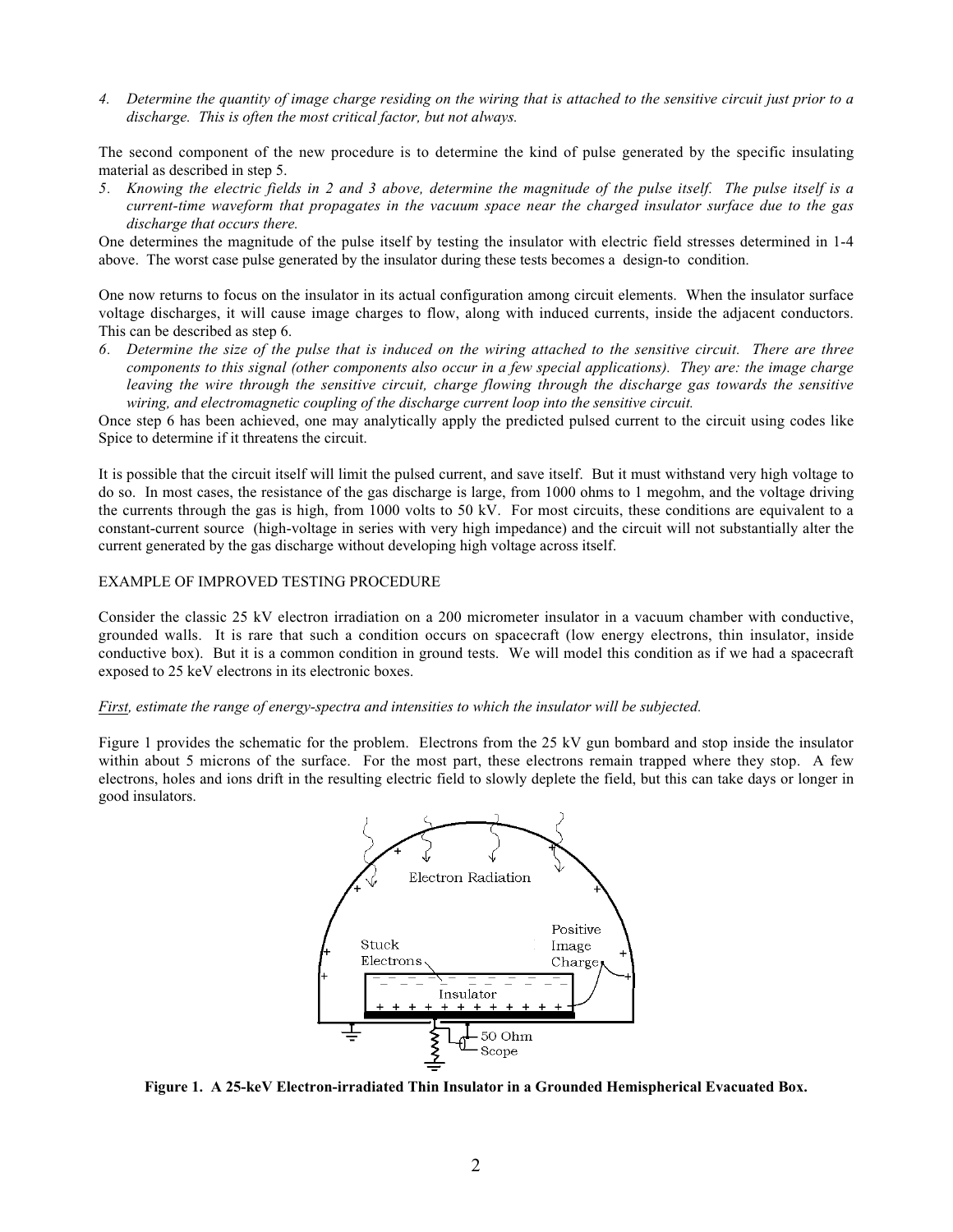*4. Determine the quantity of image charge residing on the wiring that is attached to the sensitive circuit just prior to a discharge. This is often the most critical factor, but not always.*

The second component of the new procedure is to determine the kind of pulse generated by the specific insulating material as described in step 5.

*5. Knowing the electric fields in 2 and 3 above, determine the magnitude of the pulse itself. The pulse itself is a current-time waveform that propagates in the vacuum space near the charged insulator surface due to the gas discharge that occurs there.*

One determines the magnitude of the pulse itself by testing the insulator with electric field stresses determined in 1-4 above. The worst case pulse generated by the insulator during these tests becomes a design-to condition.

One now returns to focus on the insulator in its actual configuration among circuit elements. When the insulator surface voltage discharges, it will cause image charges to flow, along with induced currents, inside the adjacent conductors. This can be described as step 6.

*6. Determine the size of the pulse that is induced on the wiring attached to the sensitive circuit. There are three components to this signal (other components also occur in a few special applications). They are: the image charge leaving the wire through the sensitive circuit, charge flowing through the discharge gas towards the sensitive wiring, and electromagnetic coupling of the discharge current loop into the sensitive circuit.*

Once step 6 has been achieved, one may analytically apply the predicted pulsed current to the circuit using codes like Spice to determine if it threatens the circuit.

It is possible that the circuit itself will limit the pulsed current, and save itself. But it must withstand very high voltage to do so. In most cases, the resistance of the gas discharge is large, from 1000 ohms to 1 megohm, and the voltage driving the currents through the gas is high, from 1000 volts to 50 kV. For most circuits, these conditions are equivalent to a constant-current source (high-voltage in series with very high impedance) and the circuit will not substantially alter the current generated by the gas discharge without developing high voltage across itself.

## EXAMPLE OF IMPROVED TESTING PROCEDURE

Consider the classic 25 kV electron irradiation on a 200 micrometer insulator in a vacuum chamber with conductive, grounded walls. It is rare that such a condition occurs on spacecraft (low energy electrons, thin insulator, inside conductive box). But it is a common condition in ground tests. We will model this condition as if we had a spacecraft exposed to 25 keV electrons in its electronic boxes.

*First, estimate the range of energy-spectra and intensities to which the insulator will be subjected.*

Figure 1 provides the schematic for the problem. Electrons from the 25 kV gun bombard and stop inside the insulator within about 5 microns of the surface. For the most part, these electrons remain trapped where they stop. A few electrons, holes and ions drift in the resulting electric field to slowly deplete the field, but this can take days or longer in good insulators.

**Figure 1. A 25-keV Electron-irradiated Thin Insulator in a Grounded Hemispherical Evacuated Box.**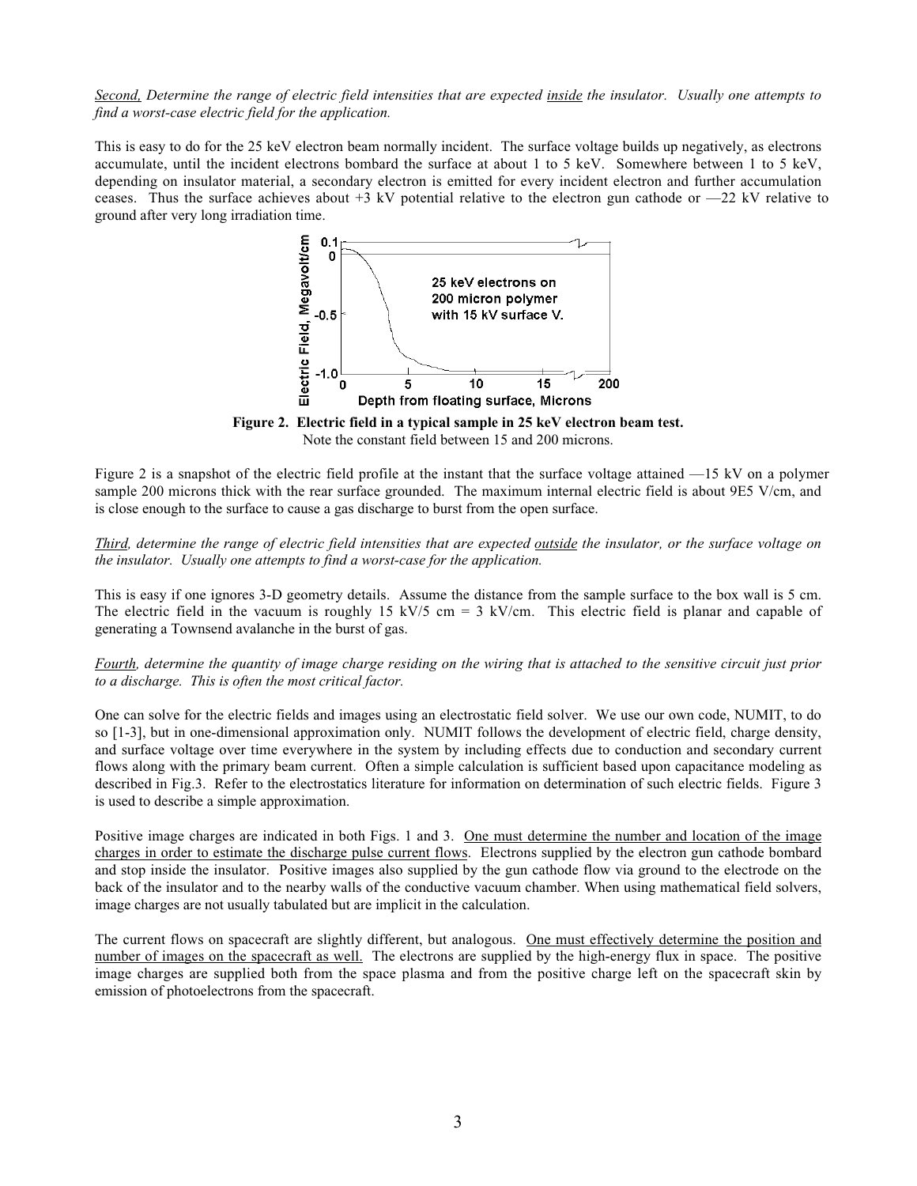*<u>Second,</u> Determine the range of electric field intensities that are expected <u>inside</u> the insulator. Usually one attempts to find a worst-case electric field for the application.*

This is easy to do for the 25 keV electron beam normally incident. The surface voltage builds up negatively, as electrons accumulate, until the incident electrons bombard the surface at about 1 to 5 keV. Somewhere between 1 to 5 keV, depending on insulator material, a secondary electron is emitted for every incident electron and further accumulation ceases. Thus the surface achieves about +3 kV potential relative to the electron gun cathode or —22 kV relative to ground after very long irradiation time.

**Figure 2. Electric field in a typical sample in 25 keV electron beam test.**
Note the constant field between 15 and 200 microns.

Figure 2 is a snapshot of the electric field profile at the instant that the surface voltage attained —15 kV on a polymer sample 200 microns thick with the rear surface grounded. The maximum internal electric field is about 9E5 V/cm, and is close enough to the surface to cause a gas discharge to burst from the open surface.

*<u>Third</u>, determine the range of electric field intensities that are expected <u>outside</u> the insulator, or the surface voltage on the insulator. Usually one attempts to find a worst-case for the application.*

This is easy if one ignores 3-D geometry details. Assume the distance from the sample surface to the box wall is 5 cm. The electric field in the vacuum is roughly 15 kV/5 cm = 3 kV/cm. This electric field is planar and capable of generating a Townsend avalanche in the burst of gas.

*<u>Fourth</u>, determine the quantity of image charge residing on the wiring that is attached to the sensitive circuit just prior to a discharge. This is often the most critical factor.*

One can solve for the electric fields and images using an electrostatic field solver. We use our own code, NUMIT, to do so [1-3], but in one-dimensional approximation only. NUMIT follows the development of electric field, charge density, and surface voltage over time everywhere in the system by including effects due to conduction and secondary current flows along with the primary beam current. Often a simple calculation is sufficient based upon capacitance modeling as described in Fig.3. Refer to the electrostatics literature for information on determination of such electric fields. Figure 3 is used to describe a simple approximation.

Positive image charges are indicated in both Figs. 1 and 3. <u>One must determine the number and location of the image charges in order to estimate the discharge pulse current flows</u>. Electrons supplied by the electron gun cathode bombard and stop inside the insulator. Positive images also supplied by the gun cathode flow via ground to the electrode on the back of the insulator and to the nearby walls of the conductive vacuum chamber. When using mathematical field solvers, image charges are not usually tabulated but are implicit in the calculation.

The current flows on spacecraft are slightly different, but analogous. <u>One must effectively determine the position and number of images on the spacecraft as well.</u> The electrons are supplied by the high-energy flux in space. The positive image charges are supplied both from the space plasma and from the positive charge left on the spacecraft skin by emission of photoelectrons from the spacecraft.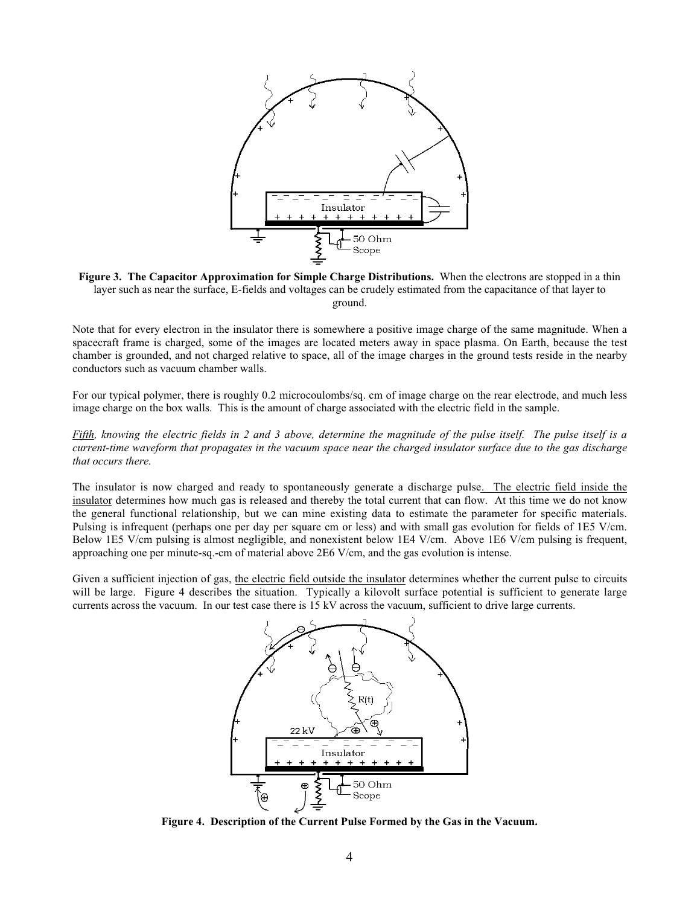**Figure 3. The Capacitor Approximation for Simple Charge Distributions.** When the electrons are stopped in a thin layer such as near the surface, E-fields and voltages can be crudely estimated from the capacitance of that layer to ground.

Note that for every electron in the insulator there is somewhere a positive image charge of the same magnitude. When a spacecraft frame is charged, some of the images are located meters away in space plasma. On Earth, because the test chamber is grounded, and not charged relative to space, all of the image charges in the ground tests reside in the nearby conductors such as vacuum chamber walls.

For our typical polymer, there is roughly 0.2 microcoulombs/sq. cm of image charge on the rear electrode, and much less image charge on the box walls. This is the amount of charge associated with the electric field in the sample.

*Fifth, knowing the electric fields in 2 and 3 above, determine the magnitude of the pulse itself. The pulse itself is a current-time waveform that propagates in the vacuum space near the charged insulator surface due to the gas discharge that occurs there.*

The insulator is now charged and ready to spontaneously generate a discharge pulse. The electric field inside the insulator determines how much gas is released and thereby the total current that can flow. At this time we do not know the general functional relationship, but we can mine existing data to estimate the parameter for specific materials. Pulsing is infrequent (perhaps one per day per square cm or less) and with small gas evolution for fields of 1E5 V/cm. Below 1E5 V/cm pulsing is almost negligible, and nonexistent below 1E4 V/cm. Above 1E6 V/cm pulsing is frequent, approaching one per minute-sq.-cm of material above 2E6 V/cm, and the gas evolution is intense.

Given a sufficient injection of gas, the electric field outside the insulator determines whether the current pulse to circuits will be large. Figure 4 describes the situation. Typically a kilovolt surface potential is sufficient to generate large currents across the vacuum. In our test case there is 15 kV across the vacuum, sufficient to drive large currents.

**Figure 4. Description of the Current Pulse Formed by the Gas in the Vacuum.**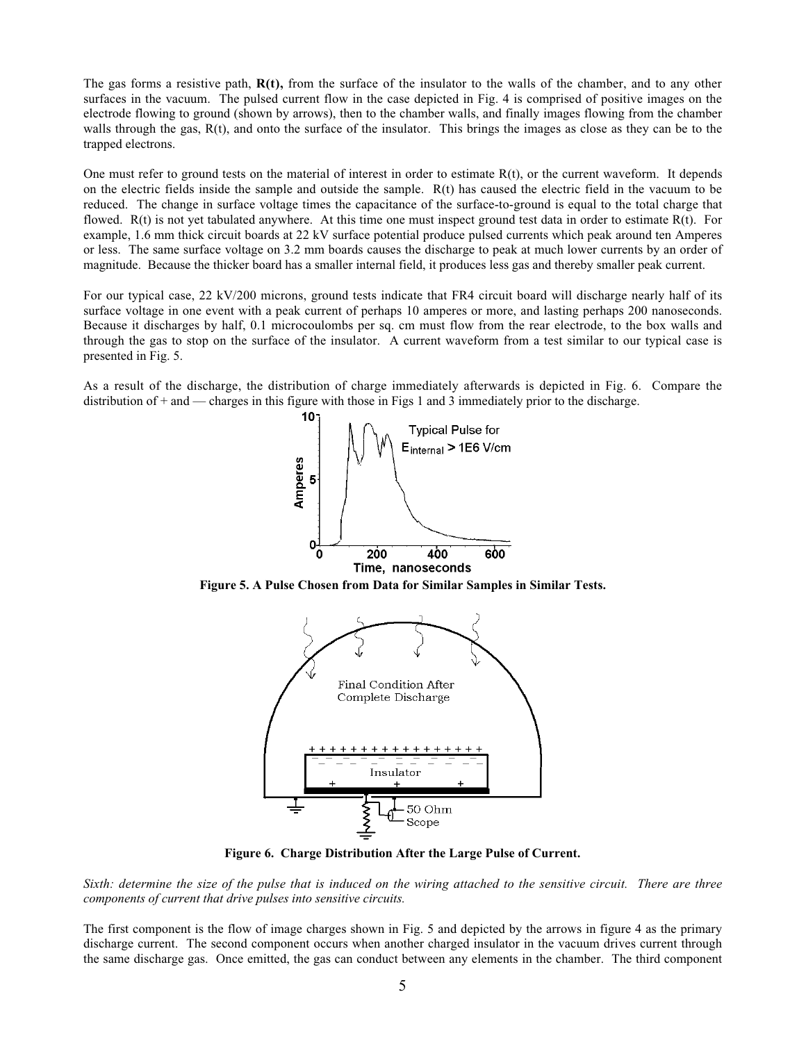The gas forms a resistive path, **R(t),** from the surface of the insulator to the walls of the chamber, and to any other surfaces in the vacuum. The pulsed current flow in the case depicted in Fig. 4 is comprised of positive images on the electrode flowing to ground (shown by arrows), then to the chamber walls, and finally images flowing from the chamber walls through the gas, R(t), and onto the surface of the insulator. This brings the images as close as they can be to the trapped electrons.

One must refer to ground tests on the material of interest in order to estimate R(t), or the current waveform. It depends on the electric fields inside the sample and outside the sample. R(t) has caused the electric field in the vacuum to be reduced. The change in surface voltage times the capacitance of the surface-to-ground is equal to the total charge that flowed. R(t) is not yet tabulated anywhere. At this time one must inspect ground test data in order to estimate R(t). For example, 1.6 mm thick circuit boards at 22 kV surface potential produce pulsed currents which peak around ten Amperes or less. The same surface voltage on 3.2 mm boards causes the discharge to peak at much lower currents by an order of magnitude. Because the thicker board has a smaller internal field, it produces less gas and thereby smaller peak current.

For our typical case, 22 kV/200 microns, ground tests indicate that FR4 circuit board will discharge nearly half of its surface voltage in one event with a peak current of perhaps 10 amperes or more, and lasting perhaps 200 nanoseconds. Because it discharges by half, 0.1 microcoulombs per sq. cm must flow from the rear electrode, to the box walls and through the gas to stop on the surface of the insulator. A current waveform from a test similar to our typical case is presented in Fig. 5.

As a result of the discharge, the distribution of charge immediately afterwards is depicted in Fig. 6. Compare the distribution of + and — charges in this figure with those in Figs 1 and 3 immediately prior to the discharge.

**Figure 5. A Pulse Chosen from Data for Similar Samples in Similar Tests.**

**Figure 6. Charge Distribution After the Large Pulse of Current.**

*Sixth: determine the size of the pulse that is induced on the wiring attached to the sensitive circuit. There are three components of current that drive pulses into sensitive circuits.*

The first component is the flow of image charges shown in Fig. 5 and depicted by the arrows in figure 4 as the primary discharge current. The second component occurs when another charged insulator in the vacuum drives current through the same discharge gas. Once emitted, the gas can conduct between any elements in the chamber. The third component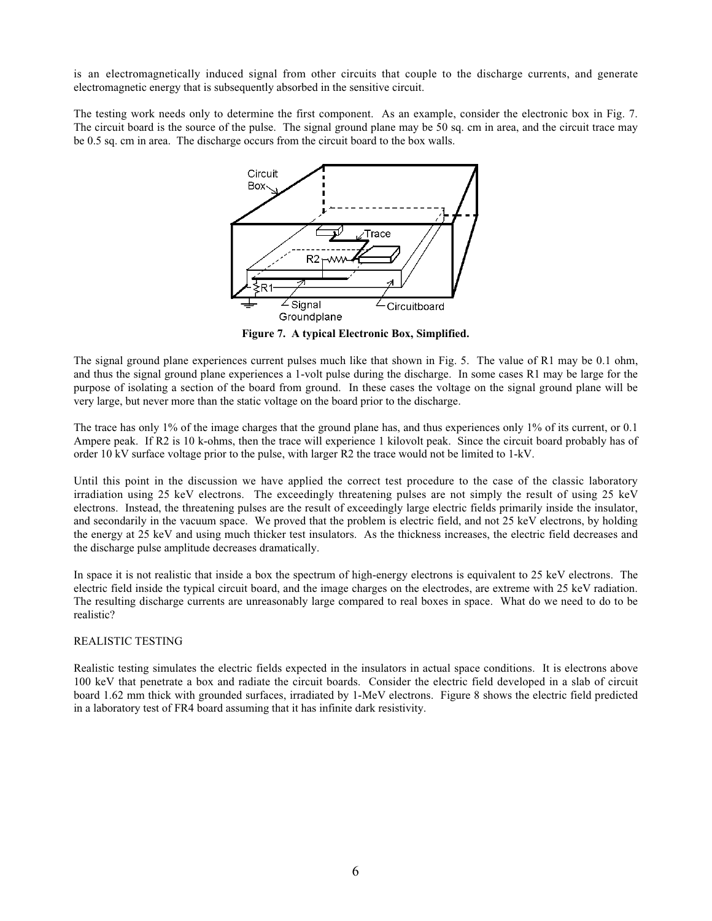is an electromagnetically induced signal from other circuits that couple to the discharge currents, and generate electromagnetic energy that is subsequently absorbed in the sensitive circuit.

The testing work needs only to determine the first component. As an example, consider the electronic box in Fig. 7. The circuit board is the source of the pulse. The signal ground plane may be 50 sq. cm in area, and the circuit trace may be 0.5 sq. cm in area. The discharge occurs from the circuit board to the box walls.

**Figure 7. A typical Electronic Box, Simplified.**

The signal ground plane experiences current pulses much like that shown in Fig. 5. The value of R1 may be 0.1 ohm, and thus the signal ground plane experiences a 1-volt pulse during the discharge. In some cases R1 may be large for the purpose of isolating a section of the board from ground. In these cases the voltage on the signal ground plane will be very large, but never more than the static voltage on the board prior to the discharge.

The trace has only 1% of the image charges that the ground plane has, and thus experiences only 1% of its current, or 0.1 Ampere peak. If R2 is 10 k-ohms, then the trace will experience 1 kilovolt peak. Since the circuit board probably has of order 10 kV surface voltage prior to the pulse, with larger R2 the trace would not be limited to 1-kV.

Until this point in the discussion we have applied the correct test procedure to the case of the classic laboratory irradiation using 25 keV electrons. The exceedingly threatening pulses are not simply the result of using 25 keV electrons. Instead, the threatening pulses are the result of exceedingly large electric fields primarily inside the insulator, and secondarily in the vacuum space. We proved that the problem is electric field, and not 25 keV electrons, by holding the energy at 25 keV and using much thicker test insulators. As the thickness increases, the electric field decreases and the discharge pulse amplitude decreases dramatically.

In space it is not realistic that inside a box the spectrum of high-energy electrons is equivalent to 25 keV electrons. The electric field inside the typical circuit board, and the image charges on the electrodes, are extreme with 25 keV radiation. The resulting discharge currents are unreasonably large compared to real boxes in space. What do we need to do to be realistic?

## REALISTIC TESTING

Realistic testing simulates the electric fields expected in the insulators in actual space conditions. It is electrons above 100 keV that penetrate a box and radiate the circuit boards. Consider the electric field developed in a slab of circuit board 1.62 mm thick with grounded surfaces, irradiated by 1-MeV electrons. Figure 8 shows the electric field predicted in a laboratory test of FR4 board assuming that it has infinite dark resistivity.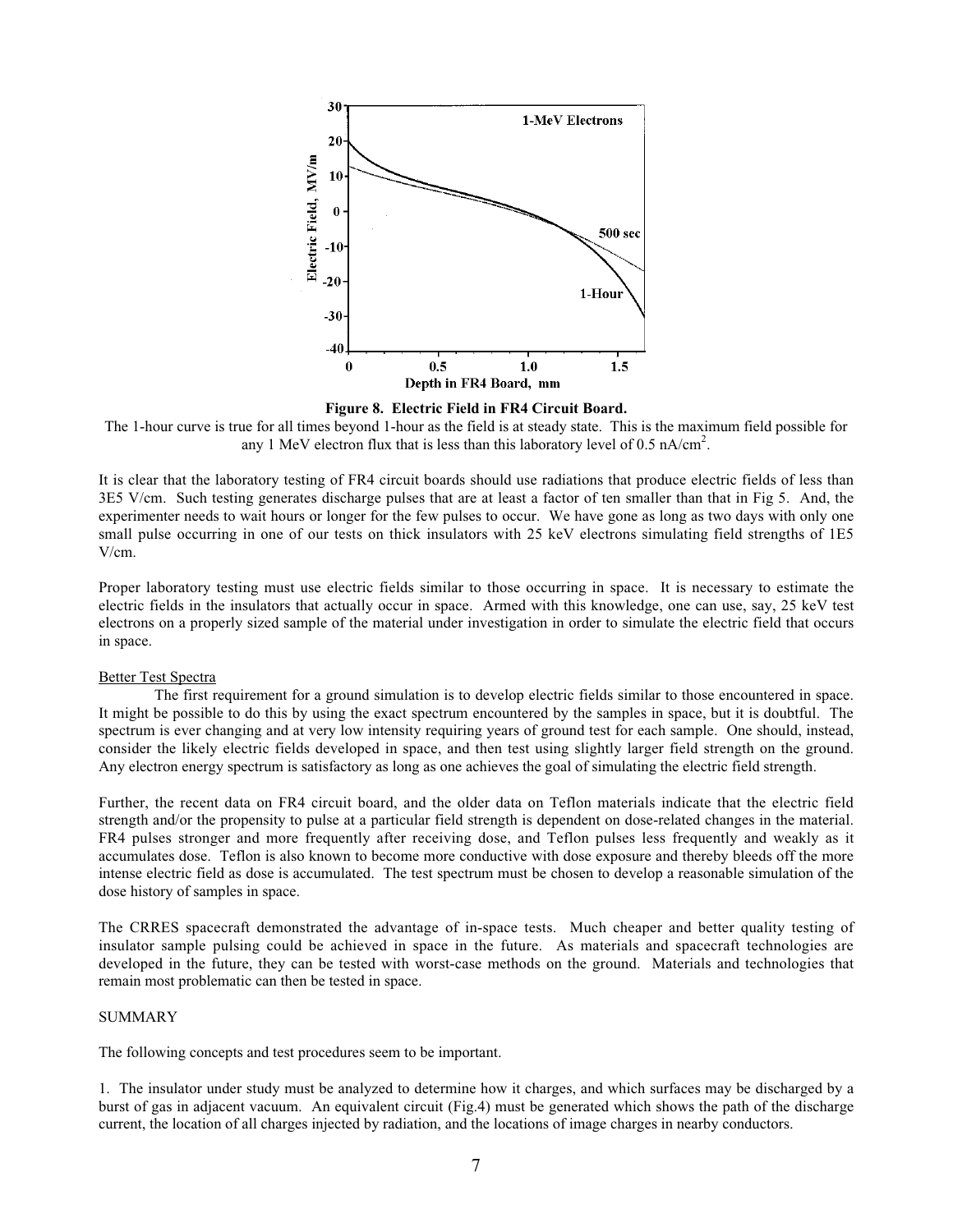**Figure 8. Electric Field in FR4 Circuit Board.**

The 1-hour curve is true for all times beyond 1-hour as the field is at steady state. This is the maximum field possible for any 1 MeV electron flux that is less than this laboratory level of 0.5 nA/cm$^2$.

It is clear that the laboratory testing of FR4 circuit boards should use radiations that produce electric fields of less than 3E5 V/cm. Such testing generates discharge pulses that are at least a factor of ten smaller than that in Fig 5. And, the experimenter needs to wait hours or longer for the few pulses to occur. We have gone as long as two days with only one small pulse occurring in one of our tests on thick insulators with 25 keV electrons simulating field strengths of 1E5 V/cm.

Proper laboratory testing must use electric fields similar to those occurring in space. It is necessary to estimate the electric fields in the insulators that actually occur in space. Armed with this knowledge, one can use, say, 25 keV test electrons on a properly sized sample of the material under investigation in order to simulate the electric field that occurs in space.

Better Test Spectra

The first requirement for a ground simulation is to develop electric fields similar to those encountered in space. It might be possible to do this by using the exact spectrum encountered by the samples in space, but it is doubtful. The spectrum is ever changing and at very low intensity requiring years of ground test for each sample. One should, instead, consider the likely electric fields developed in space, and then test using slightly larger field strength on the ground. Any electron energy spectrum is satisfactory as long as one achieves the goal of simulating the electric field strength.

Further, the recent data on FR4 circuit board, and the older data on Teflon materials indicate that the electric field strength and/or the propensity to pulse at a particular field strength is dependent on dose-related changes in the material. FR4 pulses stronger and more frequently after receiving dose, and Teflon pulses less frequently and weakly as it accumulates dose. Teflon is also known to become more conductive with dose exposure and thereby bleeds off the more intense electric field as dose is accumulated. The test spectrum must be chosen to develop a reasonable simulation of the dose history of samples in space.

The CRRES spacecraft demonstrated the advantage of in-space tests. Much cheaper and better quality testing of insulator sample pulsing could be achieved in space in the future. As materials and spacecraft technologies are developed in the future, they can be tested with worst-case methods on the ground. Materials and technologies that remain most problematic can then be tested in space.

## SUMMARY

The following concepts and test procedures seem to be important.

1. The insulator under study must be analyzed to determine how it charges, and which surfaces may be discharged by a burst of gas in adjacent vacuum. An equivalent circuit (Fig.4) must be generated which shows the path of the discharge current, the location of all charges injected by radiation, and the locations of image charges in nearby conductors.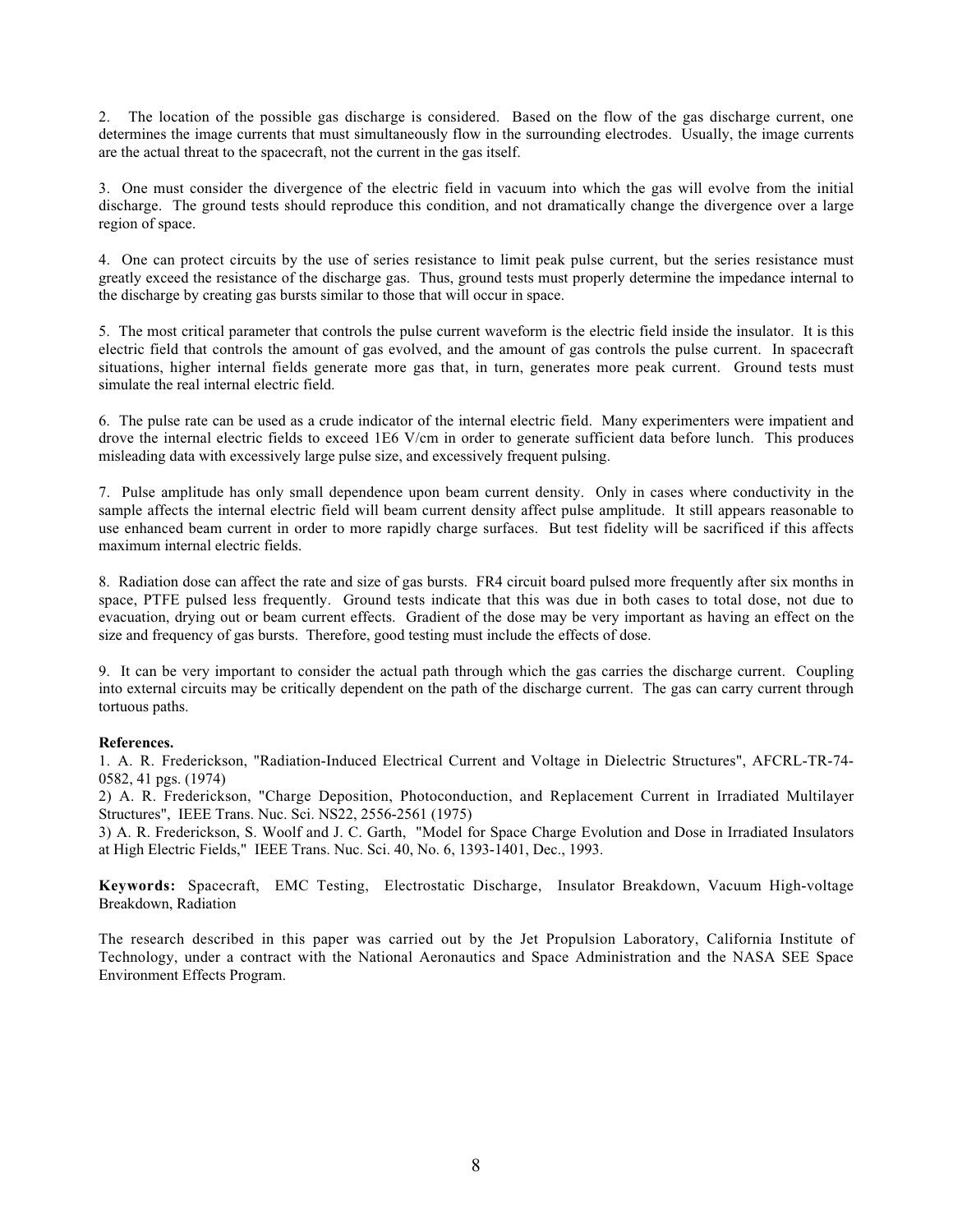2. The location of the possible gas discharge is considered. Based on the flow of the gas discharge current, one determines the image currents that must simultaneously flow in the surrounding electrodes. Usually, the image currents are the actual threat to the spacecraft, not the current in the gas itself.

3. One must consider the divergence of the electric field in vacuum into which the gas will evolve from the initial discharge. The ground tests should reproduce this condition, and not dramatically change the divergence over a large region of space.

4. One can protect circuits by the use of series resistance to limit peak pulse current, but the series resistance must greatly exceed the resistance of the discharge gas. Thus, ground tests must properly determine the impedance internal to the discharge by creating gas bursts similar to those that will occur in space.

5. The most critical parameter that controls the pulse current waveform is the electric field inside the insulator. It is this electric field that controls the amount of gas evolved, and the amount of gas controls the pulse current. In spacecraft situations, higher internal fields generate more gas that, in turn, generates more peak current. Ground tests must simulate the real internal electric field.

6. The pulse rate can be used as a crude indicator of the internal electric field. Many experimenters were impatient and drove the internal electric fields to exceed 1E6 V/cm in order to generate sufficient data before lunch. This produces misleading data with excessively large pulse size, and excessively frequent pulsing.

7. Pulse amplitude has only small dependence upon beam current density. Only in cases where conductivity in the sample affects the internal electric field will beam current density affect pulse amplitude. It still appears reasonable to use enhanced beam current in order to more rapidly charge surfaces. But test fidelity will be sacrificed if this affects maximum internal electric fields.

8. Radiation dose can affect the rate and size of gas bursts. FR4 circuit board pulsed more frequently after six months in space, PTFE pulsed less frequently. Ground tests indicate that this was due in both cases to total dose, not due to evacuation, drying out or beam current effects. Gradient of the dose may be very important as having an effect on the size and frequency of gas bursts. Therefore, good testing must include the effects of dose.

9. It can be very important to consider the actual path through which the gas carries the discharge current. Coupling into external circuits may be critically dependent on the path of the discharge current. The gas can carry current through tortuous paths.

**References.**

1. A. R. Frederickson, "Radiation-Induced Electrical Current and Voltage in Dielectric Structures", AFCRL-TR-74-0582, 41 pgs. (1974)

2) A. R. Frederickson, "Charge Deposition, Photoconduction, and Replacement Current in Irradiated Multilayer Structures", IEEE Trans. Nuc. Sci. NS22, 2556-2561 (1975)

3) A. R. Frederickson, S. Woolf and J. C. Garth, "Model for Space Charge Evolution and Dose in Irradiated Insulators at High Electric Fields," IEEE Trans. Nuc. Sci. 40, No. 6, 1393-1401, Dec., 1993.

**Keywords:** Spacecraft, EMC Testing, Electrostatic Discharge, Insulator Breakdown, Vacuum High-voltage Breakdown, Radiation

The research described in this paper was carried out by the Jet Propulsion Laboratory, California Institute of Technology, under a contract with the National Aeronautics and Space Administration and the NASA SEE Space Environment Effects Program.